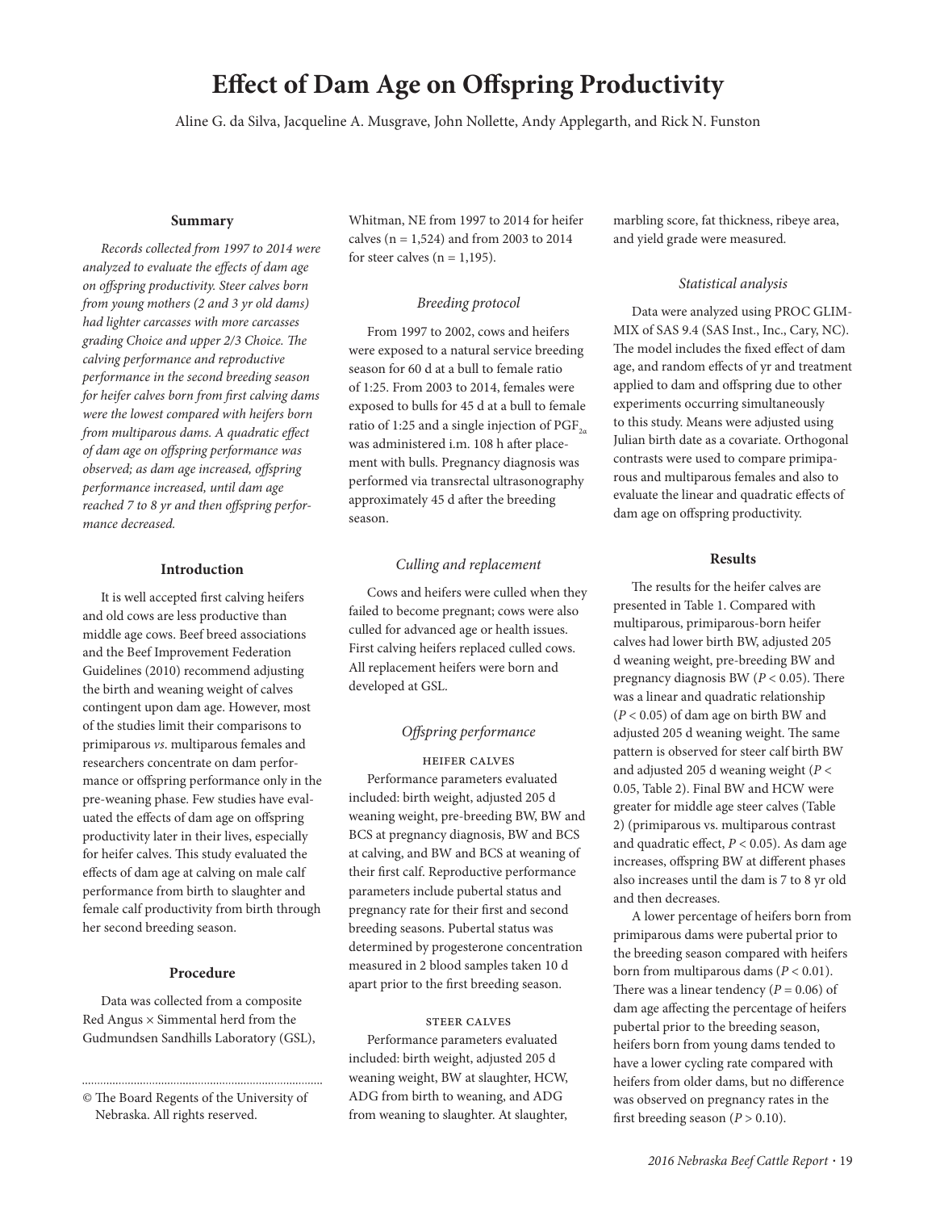# Effect of Dam Age on Offspring Productivity

Aline G. da Silva, Jacqueline A. Musgrave, John Nollette, Andy Applegarth, and Rick N. Funston

## Summary

*Records collected from 1997 to 2014 were analyzed to evaluate the effects of dam age on offspring productivity. Steer calves born from young mothers (2 and 3 yr old dams) had lighter carcasses with more carcasses grading Choice and upper 2/3 Choice. The calving performance and reproductive performance in the second breeding season for heifer calves born from first calving dams were the lowest compared with heifers born from multiparous dams. A quadratic effect of dam age on offspring performance was observed; as dam age increased, offspring performance increased, until dam age reached 7 to 8 yr and then offspring performance decreased.*

## Introduction

It is well accepted first calving heifers and old cows are less productive than middle age cows. Beef breed associations and the Beef Improvement Federation Guidelines (2010) recommend adjusting the birth and weaning weight of calves contingent upon dam age. However, most of the studies limit their comparisons to primiparous *vs*. multiparous females and researchers concentrate on dam performance or offspring performance only in the pre-weaning phase. Few studies have evaluated the effects of dam age on offspring productivity later in their lives, especially for heifer calves. This study evaluated the effects of dam age at calving on male calf performance from birth to slaughter and female calf productivity from birth through her second breeding season.

## Procedure

Data was collected from a composite Red Angus × Simmental herd from the Gudmundsen Sandhills Laboratory (GSL), Whitman, NE from 1997 to 2014 for heifer calves (n = 1,524) and from 2003 to 2014 for steer calves (n = 1,195).

### *Breeding protocol*

From 1997 to 2002, cows and heifers were exposed to a natural service breeding season for 60 d at a bull to female ratio of 1:25. From 2003 to 2014, females were exposed to bulls for 45 d at a bull to female ratio of 1:25 and a single injection of $PGF_{2\alpha}$ was administered i.m. 108 h after placement with bulls. Pregnancy diagnosis was performed via transrectal ultrasonography approximately 45 d after the breeding season.

### *Culling and replacement*

Cows and heifers were culled when they failed to become pregnant; cows were also culled for advanced age or health issues. First calving heifers replaced culled cows. All replacement heifers were born and developed at GSL.

### *Offspring performance*

#### Heifer calves

Performance parameters evaluated included: birth weight, adjusted 205 d weaning weight, pre-breeding BW, BW and BCS at pregnancy diagnosis, BW and BCS at calving, and BW and BCS at weaning of their first calf. Reproductive performance parameters include pubertal status and pregnancy rate for their first and second breeding seasons. Pubertal status was determined by progesterone concentration measured in 2 blood samples taken 10 d apart prior to the first breeding season.

#### Steer calves

Performance parameters evaluated included: birth weight, adjusted 205 d weaning weight, BW at slaughter, HCW, ADG from birth to weaning, and ADG from weaning to slaughter. At slaughter, marbling score, fat thickness, ribeye area, and yield grade were measured.

### *Statistical analysis*

Data were analyzed using PROC GLIMMIX of SAS 9.4 (SAS Inst., Inc., Cary, NC). The model includes the fixed effect of dam age, and random effects of yr and treatment applied to dam and offspring due to other experiments occurring simultaneously to this study. Means were adjusted using Julian birth date as a covariate. Orthogonal contrasts were used to compare primiparous and multiparous females and also to evaluate the linear and quadratic effects of dam age on offspring productivity.

## Results

The results for the heifer calves are presented in Table 1. Compared with multiparous, primiparous-born heifer calves had lower birth BW, adjusted 205 d weaning weight, pre-breeding BW and pregnancy diagnosis BW ($P < 0.05$). There was a linear and quadratic relationship ($P < 0.05$) of dam age on birth BW and adjusted 205 d weaning weight. The same pattern is observed for steer calf birth BW and adjusted 205 d weaning weight ($P < 0.05$, Table 2). Final BW and HCW were greater for middle age steer calves (Table 2) (primiparous vs. multiparous contrast and quadratic effect, $P < 0.05$). As dam age increases, offspring BW at different phases also increases until the dam is 7 to 8 yr old and then decreases.

A lower percentage of heifers born from primiparous dams were pubertal prior to the breeding season compared with heifers born from multiparous dams ($P < 0.01$). There was a linear tendency ($P = 0.06$) of dam age affecting the percentage of heifers pubertal prior to the breeding season, heifers born from young dams tended to have a lower cycling rate compared with heifers from older dams, but no difference was observed on pregnancy rates in the first breeding season ($P > 0.10$).

© The Board Regents of the University of Nebraska. All rights reserved.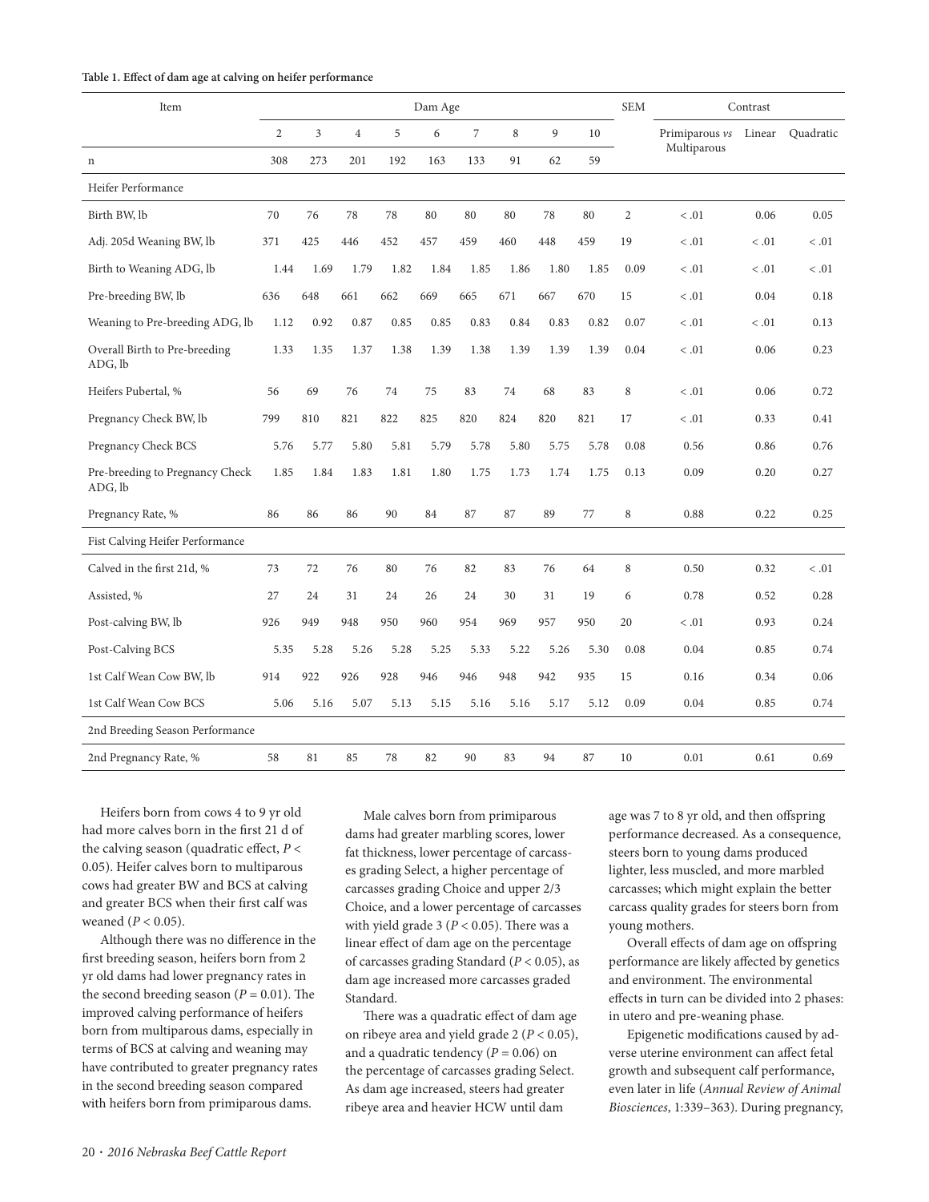**Table 1. Effect of dam age at calving on heifer performance**

| Item | Dam Age | | | | | | | | | SEM | Contrast | | |
|---|---|---|---|---|---|---|---|---|---|---|---|---|---|
| | 2 | 3 | 4 | 5 | 6 | 7 | 8 | 9 | 10 | | Primiparous *vs* Multiparous | Linear | Quadratic |
| n | 308 | 273 | 201 | 192 | 163 | 133 | 91 | 62 | 59 | | | | |
| Heifer Performance | | | | | | | | | | | | | |
| Birth BW, lb | 70 | 76 | 78 | 78 | 80 | 80 | 80 | 78 | 80 | 2 | < .01 | 0.06 | 0.05 |
| Adj. 205d Weaning BW, lb | 371 | 425 | 446 | 452 | 457 | 459 | 460 | 448 | 459 | 19 | < .01 | < .01 | < .01 |
| Birth to Weaning ADG, lb | 1.44 | 1.69 | 1.79 | 1.82 | 1.84 | 1.85 | 1.86 | 1.80 | 1.85 | 0.09 | < .01 | < .01 | < .01 |
| Pre-breeding BW, lb | 636 | 648 | 661 | 662 | 669 | 665 | 671 | 667 | 670 | 15 | < .01 | 0.04 | 0.18 |
| Weaning to Pre-breeding ADG, lb | 1.12 | 0.92 | 0.87 | 0.85 | 0.85 | 0.83 | 0.84 | 0.83 | 0.82 | 0.07 | < .01 | < .01 | 0.13 |
| Overall Birth to Pre-breeding ADG, lb | 1.33 | 1.35 | 1.37 | 1.38 | 1.39 | 1.38 | 1.39 | 1.39 | 1.39 | 0.04 | < .01 | 0.06 | 0.23 |
| Heifers Pubertal, % | 56 | 69 | 76 | 74 | 75 | 83 | 74 | 68 | 83 | 8 | < .01 | 0.06 | 0.72 |
| Pregnancy Check BW, lb | 799 | 810 | 821 | 822 | 825 | 820 | 824 | 820 | 821 | 17 | < .01 | 0.33 | 0.41 |
| Pregnancy Check BCS | 5.76 | 5.77 | 5.80 | 5.81 | 5.79 | 5.78 | 5.80 | 5.75 | 5.78 | 0.08 | 0.56 | 0.86 | 0.76 |
| Pre-breeding to Pregnancy Check ADG, lb | 1.85 | 1.84 | 1.83 | 1.81 | 1.80 | 1.75 | 1.73 | 1.74 | 1.75 | 0.13 | 0.09 | 0.20 | 0.27 |
| Pregnancy Rate, % | 86 | 86 | 86 | 90 | 84 | 87 | 87 | 89 | 77 | 8 | 0.88 | 0.22 | 0.25 |
| Fist Calving Heifer Performance | | | | | | | | | | | | | |
| Calved in the first 21d, % | 73 | 72 | 76 | 80 | 76 | 82 | 83 | 76 | 64 | 8 | 0.50 | 0.32 | < .01 |
| Assisted, % | 27 | 24 | 31 | 24 | 26 | 24 | 30 | 31 | 19 | 6 | 0.78 | 0.52 | 0.28 |
| Post-calving BW, lb | 926 | 949 | 948 | 950 | 960 | 954 | 969 | 957 | 950 | 20 | < .01 | 0.93 | 0.24 |
| Post-Calving BCS | 5.35 | 5.28 | 5.26 | 5.28 | 5.25 | 5.33 | 5.22 | 5.26 | 5.30 | 0.08 | 0.04 | 0.85 | 0.74 |
| 1st Calf Wean Cow BW, lb | 914 | 922 | 926 | 928 | 946 | 946 | 948 | 942 | 935 | 15 | 0.16 | 0.34 | 0.06 |
| 1st Calf Wean Cow BCS | 5.06 | 5.16 | 5.07 | 5.13 | 5.15 | 5.16 | 5.16 | 5.17 | 5.12 | 0.09 | 0.04 | 0.85 | 0.74 |
| 2nd Breeding Season Performance | | | | | | | | | | | | | |
| 2nd Pregnancy Rate, % | 58 | 81 | 85 | 78 | 82 | 90 | 83 | 94 | 87 | 10 | 0.01 | 0.61 | 0.69 |

Heifers born from cows 4 to 9 yr old had more calves born in the first 21 d of the calving season (quadratic effect, $P < 0.05$). Heifer calves born to multiparous cows had greater BW and BCS at calving and greater BCS when their first calf was weaned ($P < 0.05$).

Although there was no difference in the first breeding season, heifers born from 2 yr old dams had lower pregnancy rates in the second breeding season ($P = 0.01$). The improved calving performance of heifers born from multiparous dams, especially in terms of BCS at calving and weaning may have contributed to greater pregnancy rates in the second breeding season compared with heifers born from primiparous dams.

Male calves born from primiparous dams had greater marbling scores, lower fat thickness, lower percentage of carcasses grading Select, a higher percentage of carcasses grading Choice and upper 2/3 Choice, and a lower percentage of carcasses with yield grade 3 ($P < 0.05$). There was a linear effect of dam age on the percentage of carcasses grading Standard ($P < 0.05$), as dam age increased more carcasses graded Standard.

There was a quadratic effect of dam age on ribeye area and yield grade 2 ($P < 0.05$), and a quadratic tendency ($P = 0.06$) on the percentage of carcasses grading Select. As dam age increased, steers had greater ribeye area and heavier HCW until dam age was 7 to 8 yr old, and then offspring performance decreased. As a consequence, steers born to young dams produced lighter, less muscled, and more marbled carcasses; which might explain the better carcass quality grades for steers born from young mothers.

Overall effects of dam age on offspring performance are likely affected by genetics and environment. The environmental effects in turn can be divided into 2 phases: in utero and pre-weaning phase.

Epigenetic modifications caused by adverse uterine environment can affect fetal growth and subsequent calf performance, even later in life (*Annual Review of Animal Biosciences*, 1:339–363). During pregnancy,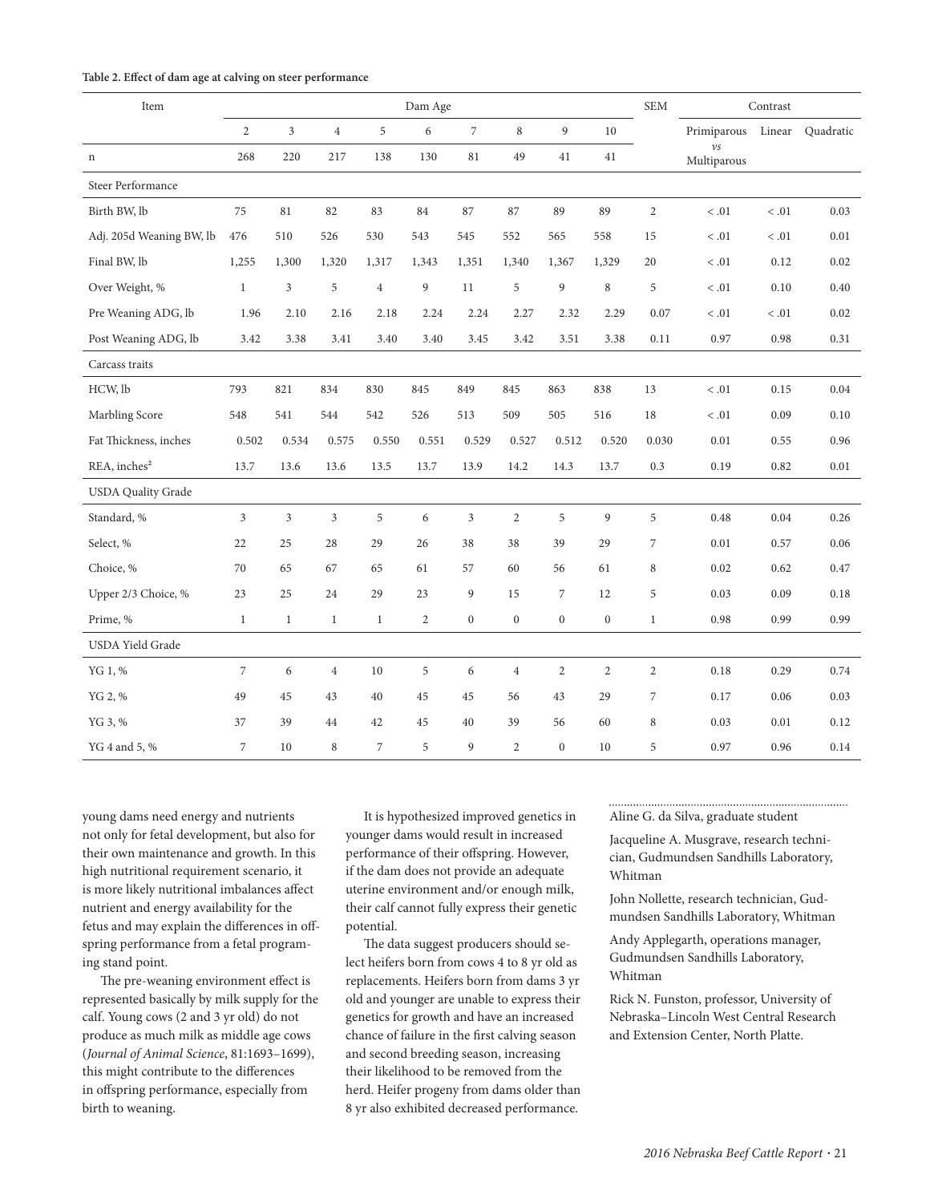**Table 2. Effect of dam age at calving on steer performance**

| Item | Dam Age | | | | | | | | | SEM | Contrast | | |
|---|---|---|---|---|---|---|---|---|---|---|---|---|---|
| | 2 | 3 | 4 | 5 | 6 | 7 | 8 | 9 | 10 | | Primiparous *vs* Multiparous | Linear | Quadratic |
| n | 268 | 220 | 217 | 138 | 130 | 81 | 49 | 41 | 41 | | | | |
| Steer Performance | | | | | | | | | | | | | |
| Birth BW, lb | 75 | 81 | 82 | 83 | 84 | 87 | 87 | 89 | 89 | 2 | < .01 | < .01 | 0.03 |
| Adj. 205d Weaning BW, lb | 476 | 510 | 526 | 530 | 543 | 545 | 552 | 565 | 558 | 15 | < .01 | < .01 | 0.01 |
| Final BW, lb | 1,255 | 1,300 | 1,320 | 1,317 | 1,343 | 1,351 | 1,340 | 1,367 | 1,329 | 20 | < .01 | 0.12 | 0.02 |
| Over Weight, % | 1 | 3 | 5 | 4 | 9 | 11 | 5 | 9 | 8 | 5 | < .01 | 0.10 | 0.40 |
| Pre Weaning ADG, lb | 1.96 | 2.10 | 2.16 | 2.18 | 2.24 | 2.24 | 2.27 | 2.32 | 2.29 | 0.07 | < .01 | < .01 | 0.02 |
| Post Weaning ADG, lb | 3.42 | 3.38 | 3.41 | 3.40 | 3.40 | 3.45 | 3.42 | 3.51 | 3.38 | 0.11 | 0.97 | 0.98 | 0.31 |
| Carcass traits | | | | | | | | | | | | | |
| HCW, lb | 793 | 821 | 834 | 830 | 845 | 849 | 845 | 863 | 838 | 13 | < .01 | 0.15 | 0.04 |
| Marbling Score | 548 | 541 | 544 | 542 | 526 | 513 | 509 | 505 | 516 | 18 | < .01 | 0.09 | 0.10 |
| Fat Thickness, inches | 0.502 | 0.534 | 0.575 | 0.550 | 0.551 | 0.529 | 0.527 | 0.512 | 0.520 | 0.030 | 0.01 | 0.55 | 0.96 |
| REA, inches² | 13.7 | 13.6 | 13.6 | 13.5 | 13.7 | 13.9 | 14.2 | 14.3 | 13.7 | 0.3 | 0.19 | 0.82 | 0.01 |
| USDA Quality Grade | | | | | | | | | | | | | |
| Standard, % | 3 | 3 | 3 | 5 | 6 | 3 | 2 | 5 | 9 | 5 | 0.48 | 0.04 | 0.26 |
| Select, % | 22 | 25 | 28 | 29 | 26 | 38 | 38 | 39 | 29 | 7 | 0.01 | 0.57 | 0.06 |
| Choice, % | 70 | 65 | 67 | 65 | 61 | 57 | 60 | 56 | 61 | 8 | 0.02 | 0.62 | 0.47 |
| Upper 2/3 Choice, % | 23 | 25 | 24 | 29 | 23 | 9 | 15 | 7 | 12 | 5 | 0.03 | 0.09 | 0.18 |
| Prime, % | 1 | 1 | 1 | 1 | 2 | 0 | 0 | 0 | 0 | 1 | 0.98 | 0.99 | 0.99 |
| USDA Yield Grade | | | | | | | | | | | | | |
| YG 1, % | 7 | 6 | 4 | 10 | 5 | 6 | 4 | 2 | 2 | 2 | 0.18 | 0.29 | 0.74 |
| YG 2, % | 49 | 45 | 43 | 40 | 45 | 45 | 56 | 43 | 29 | 7 | 0.17 | 0.06 | 0.03 |
| YG 3, % | 37 | 39 | 44 | 42 | 45 | 40 | 39 | 56 | 60 | 8 | 0.03 | 0.01 | 0.12 |
| YG 4 and 5, % | 7 | 10 | 8 | 7 | 5 | 9 | 2 | 0 | 10 | 5 | 0.97 | 0.96 | 0.14 |

young dams need energy and nutrients not only for fetal development, but also for their own maintenance and growth. In this high nutritional requirement scenario, it is more likely nutritional imbalances affect nutrient and energy availability for the fetus and may explain the differences in offspring performance from a fetal programing stand point.

The pre-weaning environment effect is represented basically by milk supply for the calf. Young cows (2 and 3 yr old) do not produce as much milk as middle age cows (*Journal of Animal Science*, 81:1693–1699), this might contribute to the differences in offspring performance, especially from birth to weaning.

It is hypothesized improved genetics in younger dams would result in increased performance of their offspring. However, if the dam does not provide an adequate uterine environment and/or enough milk, their calf cannot fully express their genetic potential.

The data suggest producers should select heifers born from cows 4 to 8 yr old as replacements. Heifers born from dams 3 yr old and younger are unable to express their genetics for growth and have an increased chance of failure in the first calving season and second breeding season, increasing their likelihood to be removed from the herd. Heifer progeny from dams older than 8 yr also exhibited decreased performance.

Aline G. da Silva, graduate student

Jacqueline A. Musgrave, research technician, Gudmundsen Sandhills Laboratory, Whitman

John Nollette, research technician, Gudmundsen Sandhills Laboratory, Whitman

Andy Applegarth, operations manager, Gudmundsen Sandhills Laboratory, Whitman

Rick N. Funston, professor, University of Nebraska–Lincoln West Central Research and Extension Center, North Platte.